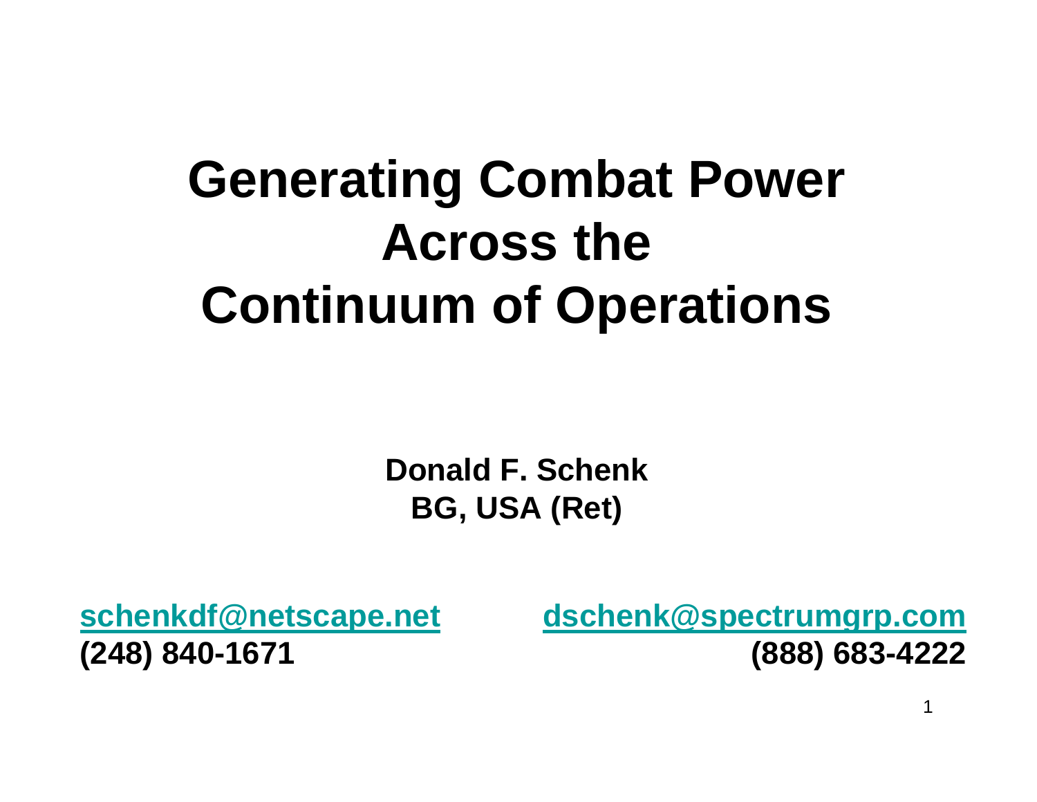# Generating Combat Power Across the Continuum of Operations

**Donald F. Schenk**
**BG, USA (Ret)**

**schenkdf@netscape.net**
**(248) 840-1671**

**dschenk@spectrumgrp.com**
**(888) 683-4222**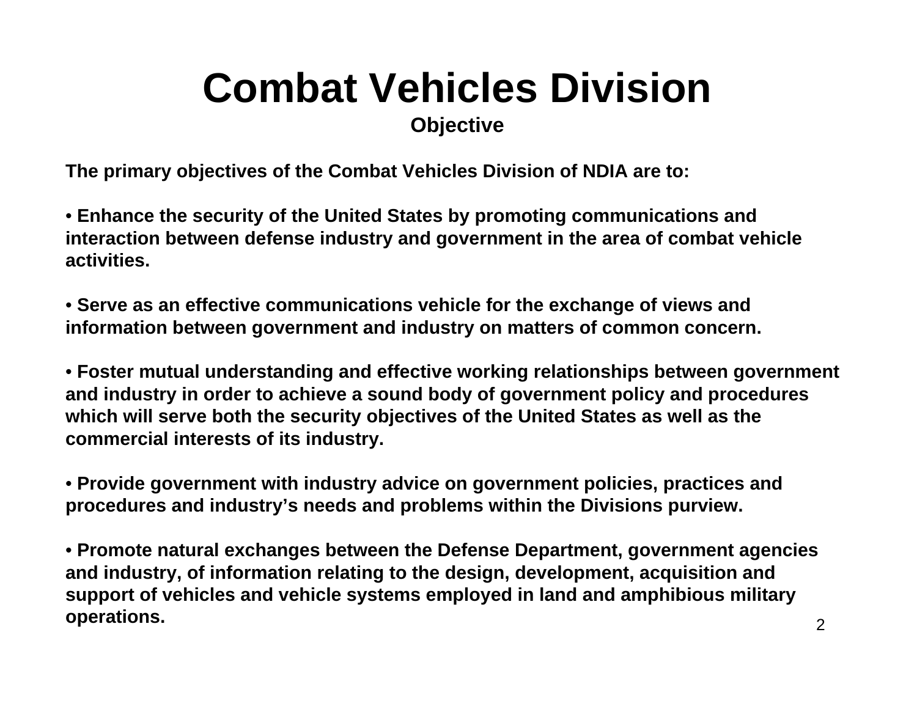# Combat Vehicles Division

## Objective

**The primary objectives of the Combat Vehicles Division of NDIA are to:**

- **Enhance the security of the United States by promoting communications and interaction between defense industry and government in the area of combat vehicle activities.**

- **Serve as an effective communications vehicle for the exchange of views and information between government and industry on matters of common concern.**

- **Foster mutual understanding and effective working relationships between government and industry in order to achieve a sound body of government policy and procedures which will serve both the security objectives of the United States as well as the commercial interests of its industry.**

- **Provide government with industry advice on government policies, practices and procedures and industry's needs and problems within the Divisions purview.**

- **Promote natural exchanges between the Defense Department, government agencies and industry, of information relating to the design, development, acquisition and support of vehicles and vehicle systems employed in land and amphibious military operations.**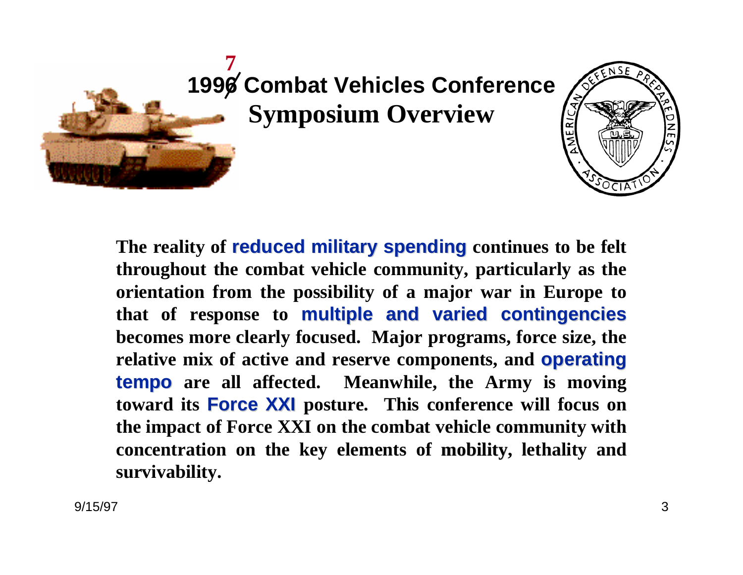# 1997 Combat Vehicles Conference Symposium Overview

**The reality of reduced military spending continues to be felt throughout the combat vehicle community, particularly as the orientation from the possibility of a major war in Europe to that of response to multiple and varied contingencies becomes more clearly focused. Major programs, force size, the relative mix of active and reserve components, and operating tempo are all affected. Meanwhile, the Army is moving toward its Force XXI posture. This conference will focus on the impact of Force XXI on the combat vehicle community with concentration on the key elements of mobility, lethality and survivability.**

9/15/97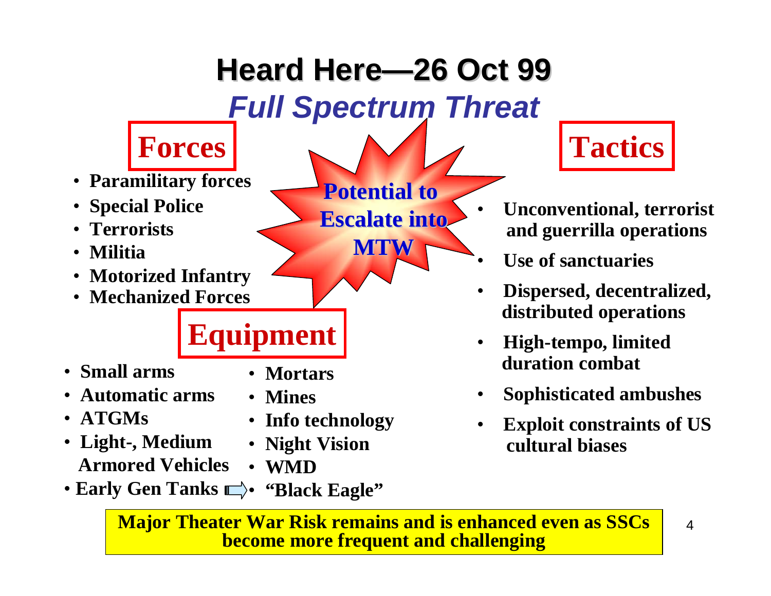# Heard Here—26 Oct 99

## *Full Spectrum Threat*

### Forces

- Paramilitary forces
- Special Police
- Terrorists
- Militia
- Motorized Infantry
- Mechanized Forces

**Potential to Escalate into MTW**

### Equipment

- Small arms
- Automatic arms
- ATGMs
- Light-, Medium Armored Vehicles
- Early Gen Tanks
- Mortars
- Mines
- Info technology
- Night Vision
- WMD
- "Black Eagle"

### Tactics

- Unconventional, terrorist and guerrilla operations
- Use of sanctuaries
- Dispersed, decentralized, distributed operations
- High-tempo, limited duration combat
- Sophisticated ambushes
- Exploit constraints of US cultural biases

**Major Theater War Risk remains and is enhanced even as SSCs become more frequent and challenging**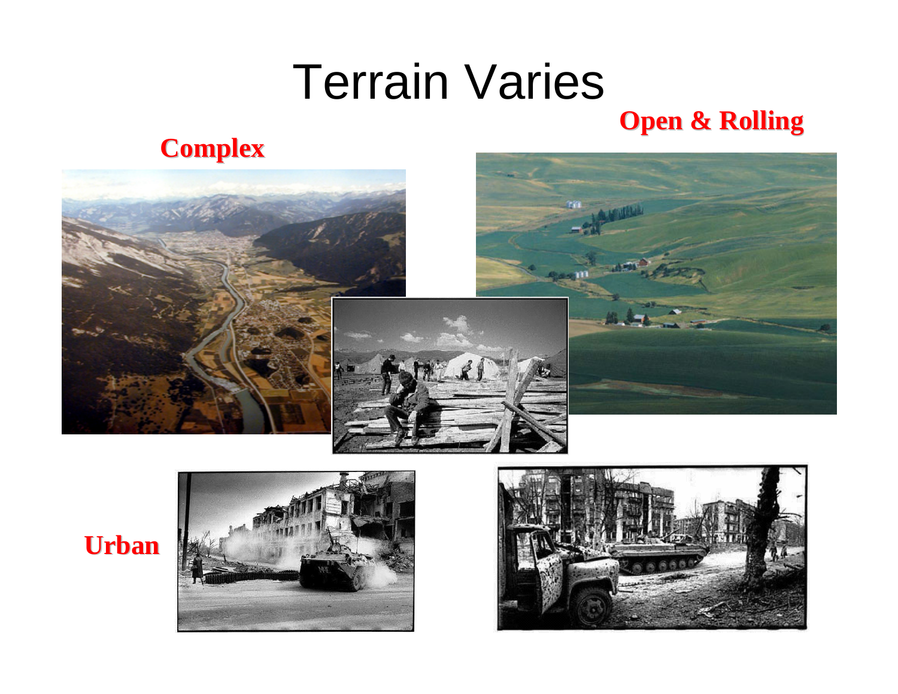# Terrain Varies

**Complex**

**Open & Rolling**

**Urban**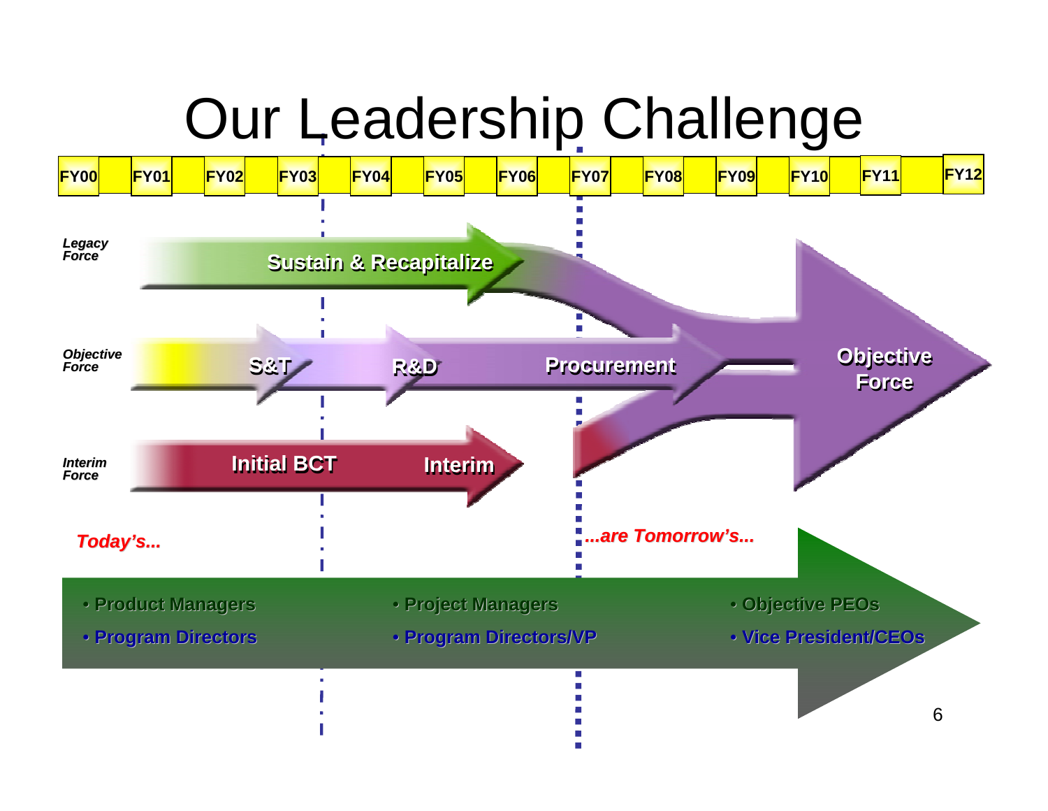# Our Leadership Challenge

FY00 | FY01 | FY02 | FY03 | FY04 | FY05 | FY06 | FY07 | FY08 | FY09 | FY10 | FY11 | FY12

*Legacy Force*
Sustain & Recapitalize

*Objective Force*
S&T
R&D
Procurement

*Interim Force*
Initial BCT
Interim

Objective Force

*Today's...*

*...are Tomorrow's...*

- Product Managers
- Program Directors

- Project Managers
- Program Directors/VP

- Objective PEOs
- Vice President/CEOs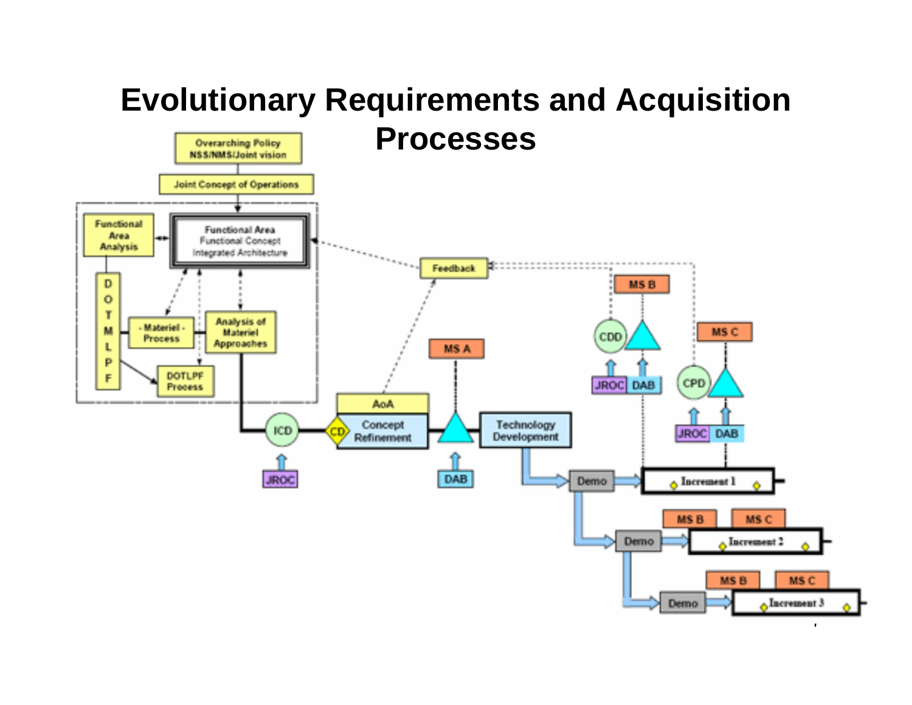# Evolutionary Requirements and Acquisition Processes

Overarching Policy NSS/NMS/Joint vision

Joint Concept of Operations

Functional Area Analysis

Functional Area Functional Concept Integrated Architecture

D O T M L P F

- Materiel - Process

Analysis of Materiel Approaches

DOTLPF Process

Feedback

ICD

JROC

CD

AoA

Concept Refinement

MS A

DAB

Technology Development

MS B

CDD

JROC DAB

MS C

CPD

JROC DAB

Demo

Increment 1

MS B MS C

Demo

Increment 2

MS B MS C

Demo

Increment 3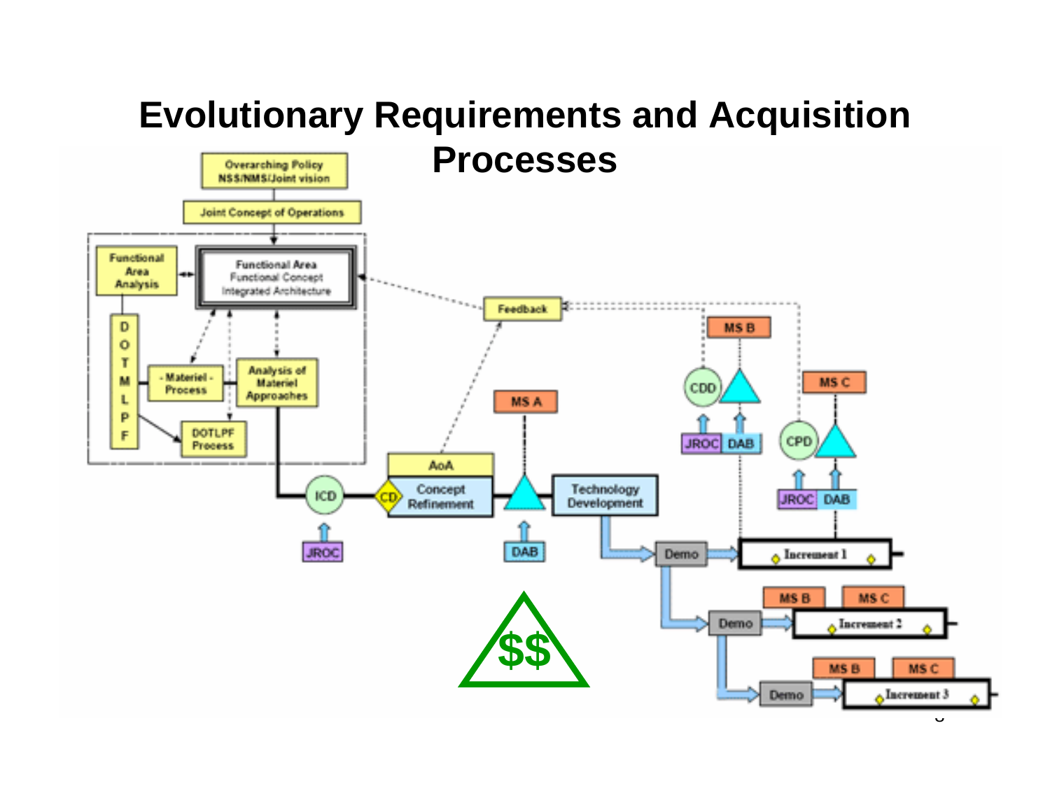# Evolutionary Requirements and Acquisition Processes

Overarching Policy
NSS/NMS/Joint vision

Joint Concept of Operations

Functional Area Analysis

Functional Area
Functional Concept
Integrated Architecture

D
O
T
M
L
P
F

- Materiel - Process

Analysis of Materiel Approaches

DOTLPF Process

Feedback

ICD

JROC

CD

AoA

Concept Refinement

MS A

DAB

Technology Development

MS B

CDD

JROC DAB

MS C

CPD

JROC DAB

Demo

Increment 1

MS B MS C

Demo

Increment 2

MS B MS C

Demo

Increment 3

$$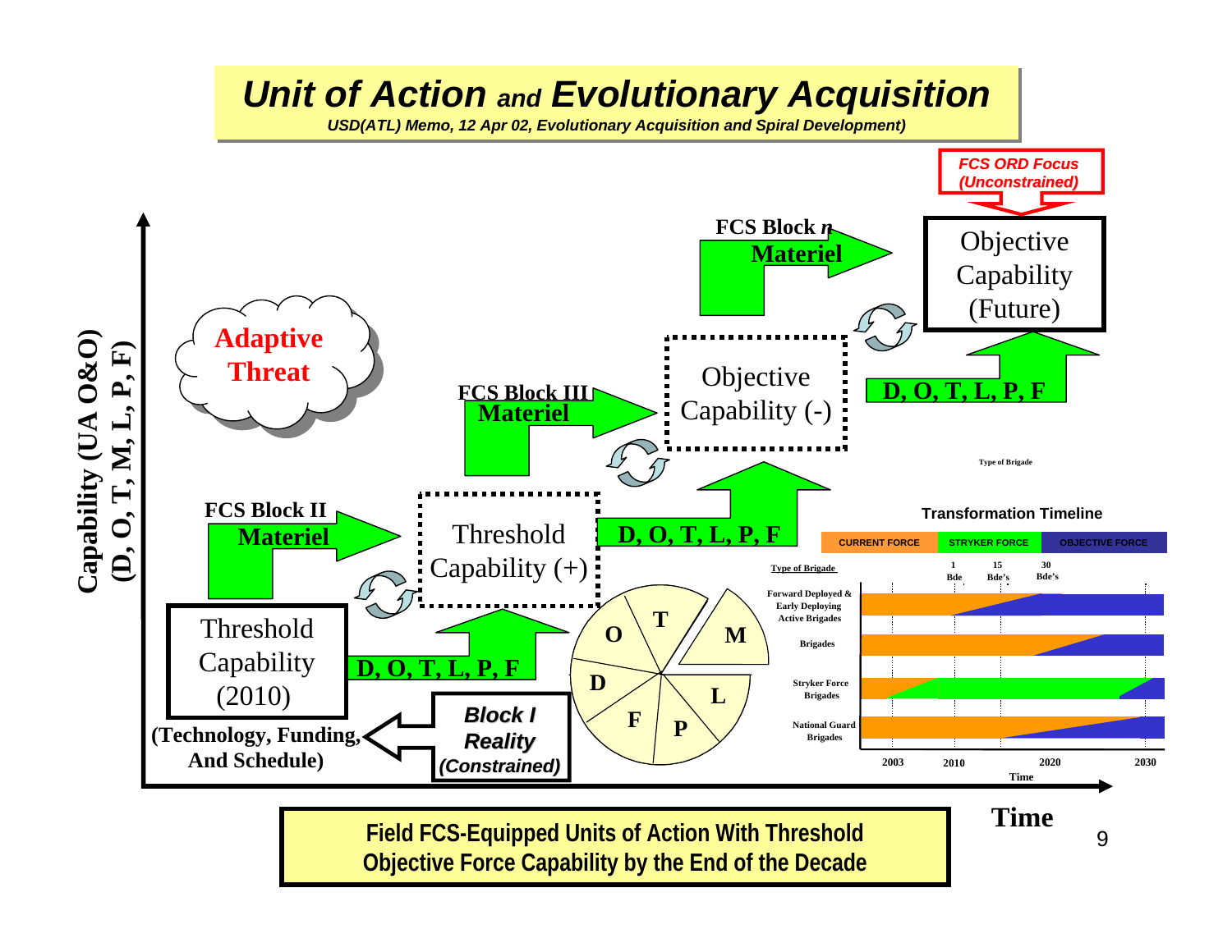# *Unit of Action* and *Evolutionary Acquisition*

*USD(ATL) Memo, 12 Apr 02, Evolutionary Acquisition and Spiral Development)*

*FCS ORD Focus (Unconstrained)*

Capability (UA O&O) (D, O, T, M, L, P, F)

Adaptive Threat

FCS Block II Materiel

FCS Block III Materiel

FCS Block *n* Materiel

Threshold Capability (2010)

Threshold Capability (+)

Objective Capability (-)

Objective Capability (Future)

D, O, T, L, P, F

D, O, T, L, P, F

D, O, T, L, P, F

D, O, T, L, P, F

(Technology, Funding, And Schedule)

*Block I Reality (Constrained)*

O, T, M, D, L, F, P

**Transformation Timeline**

CURRENT FORCE | STRYKER FORCE | OBJECTIVE FORCE

Type of Brigade: Forward Deployed & Early Deploying Active Brigades; Brigades; Stryker Force Brigades; National Guard Brigades

1 Bde; 15 Bde's; 30 Bde's

2003, 2010, 2020, 2030 — Time

Time

**Field FCS-Equipped Units of Action With Threshold Objective Force Capability by the End of the Decade**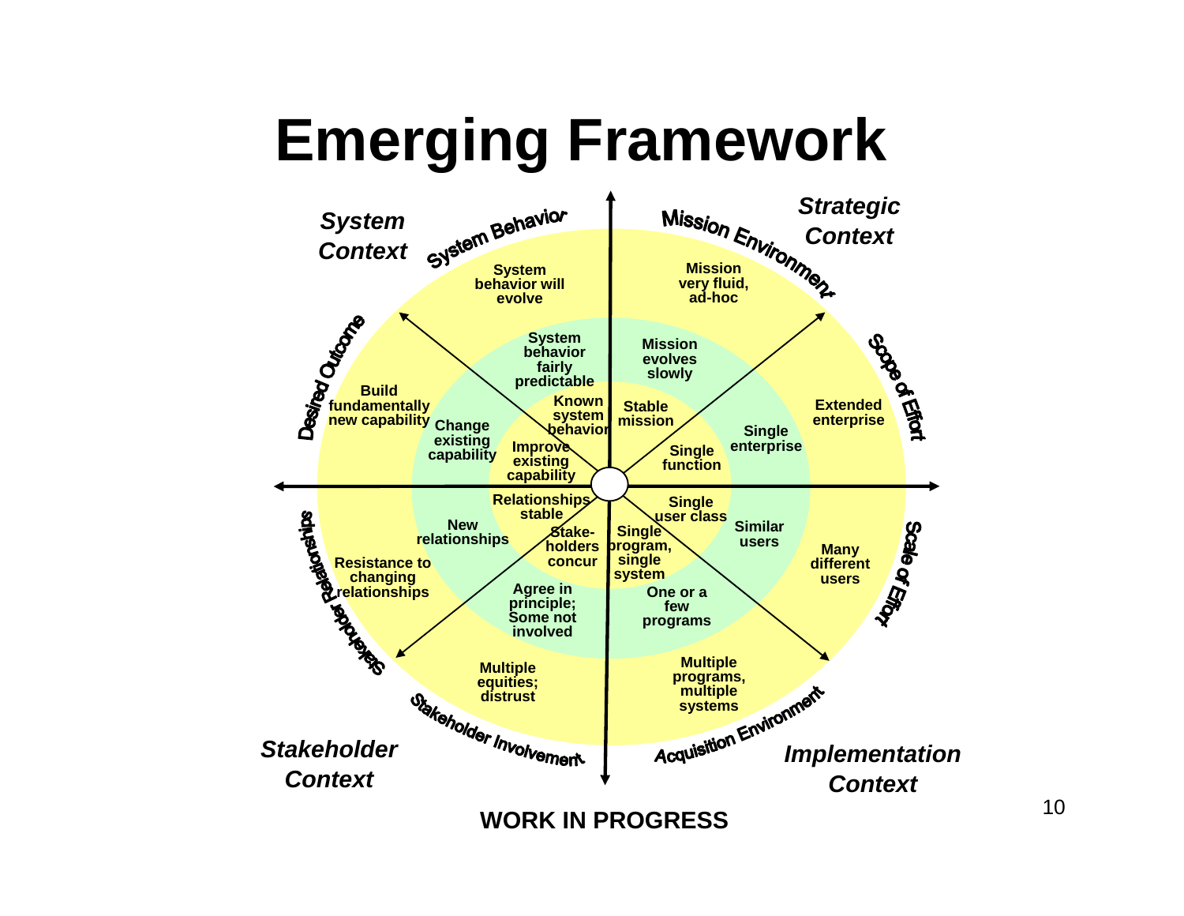# Emerging Framework

**System Context**

- **System Behavior**
  - Known system behavior
  - System behavior fairly predictable
  - System behavior will evolve
- **Desired Outcome**
  - Improve existing capability
  - Change existing capability
  - Build fundamentally new capability

**Strategic Context**

- **Mission Environment**
  - Stable mission
  - Mission evolves slowly
  - Mission very fluid, ad-hoc
- **Scope of Effort**
  - Single function
  - Single enterprise
  - Extended enterprise

**Stakeholder Context**

- **Stakeholder Relationships**
  - Relationships stable
  - New relationships
  - Resistance to changing relationships
- **Stakeholder Involvement**
  - Stake-holders concur
  - Agree in principle; Some not involved
  - Multiple equities; distrust

**Implementation Context**

- **Scale of Effort**
  - Single user class
  - Similar users
  - Many different users
- **Acquisition Environment**
  - Single program, single system
  - One or a few programs
  - Multiple programs, multiple systems

**WORK IN PROGRESS**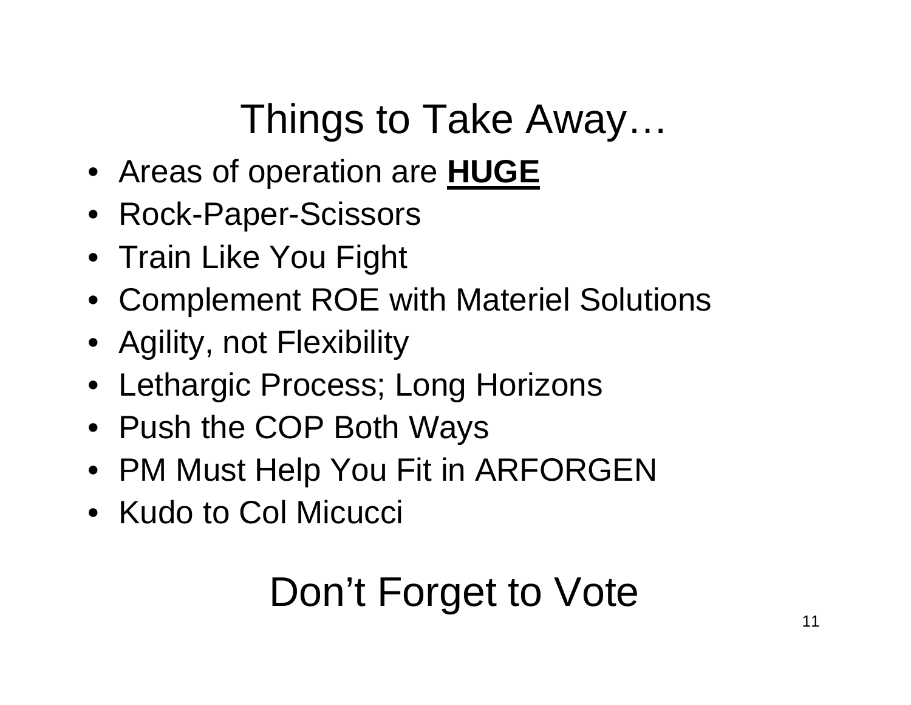# Things to Take Away…

- Areas of operation are **HUGE**
- Rock-Paper-Scissors
- Train Like You Fight
- Complement ROE with Materiel Solutions
- Agility, not Flexibility
- Lethargic Process; Long Horizons
- Push the COP Both Ways
- PM Must Help You Fit in ARFORGEN
- Kudo to Col Micucci

## Don't Forget to Vote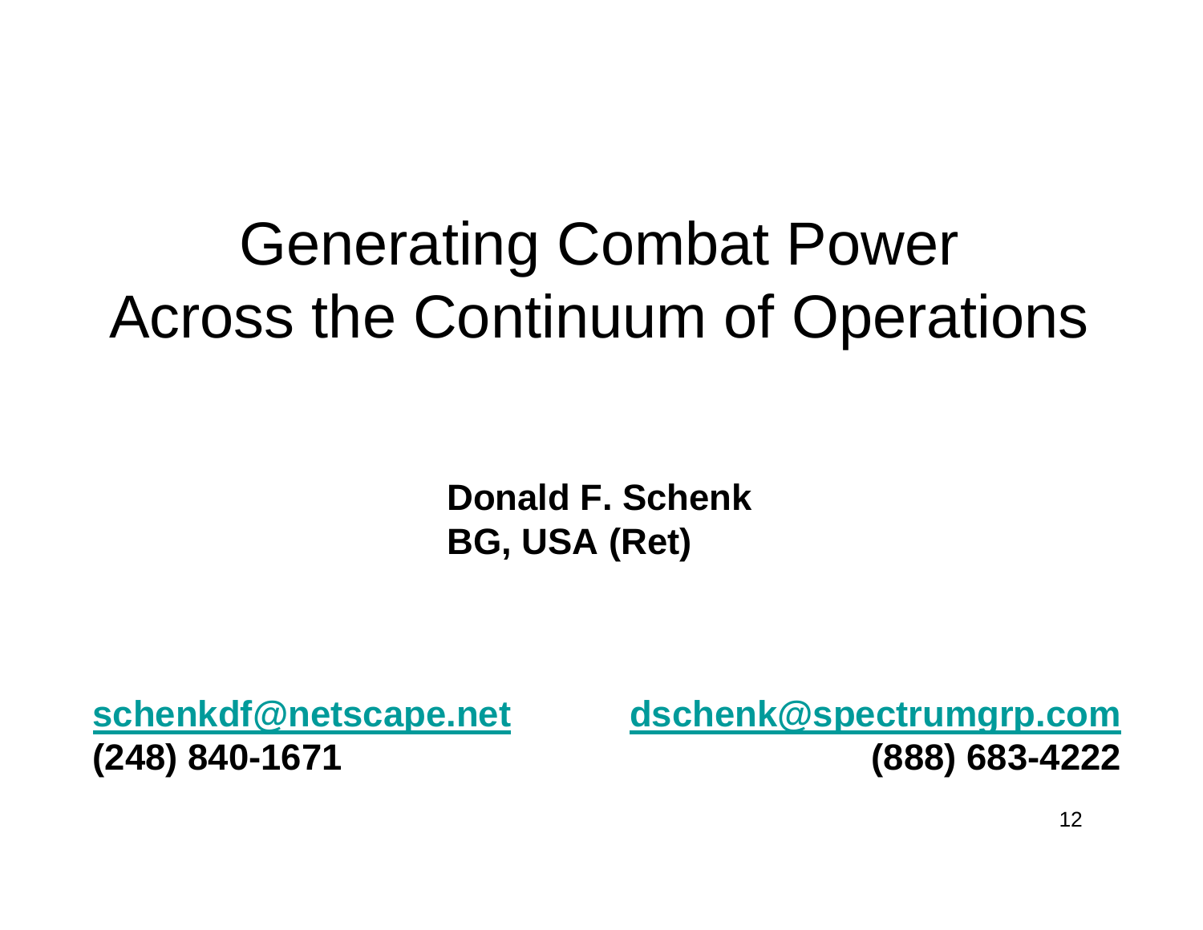# Generating Combat Power Across the Continuum of Operations

**Donald F. Schenk**
**BG, USA (Ret)**

**schenkdf@netscape.net**
**(248) 840-1671**

**dschenk@spectrumgrp.com**
**(888) 683-4222**